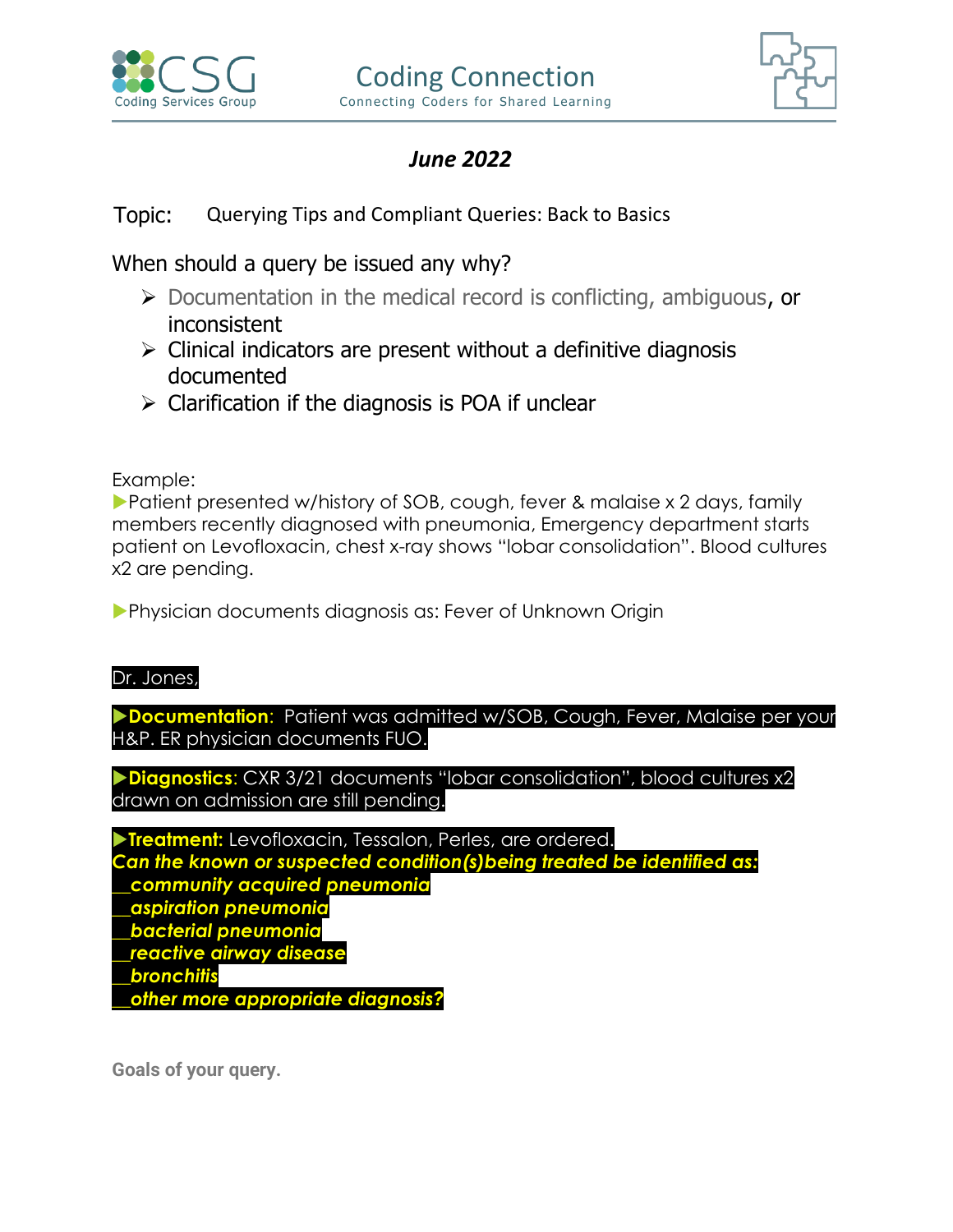CSG
Coding Services Group

# Coding Connection

Connecting Coders for Shared Learning

## *June 2022*

Topic: Querying Tips and Compliant Queries: Back to Basics

### When should a query be issued any why?

- Documentation in the medical record is conflicting, ambiguous, or inconsistent
- Clinical indicators are present without a definitive diagnosis documented
- Clarification if the diagnosis is POA if unclear

Example:

▶Patient presented w/history of SOB, cough, fever & malaise x 2 days, family members recently diagnosed with pneumonia, Emergency department starts patient on Levofloxacin, chest x-ray shows "lobar consolidation". Blood cultures x2 are pending.

▶Physician documents diagnosis as: Fever of Unknown Origin

Dr. Jones,

▶**Documentation**: Patient was admitted w/SOB, Cough, Fever, Malaise per your H&P. ER physician documents FUO.

▶**Diagnostics**: CXR 3/21 documents "lobar consolidation", blood cultures x2 drawn on admission are still pending.

▶**Treatment:** Levofloxacin, Tessalon, Perles, are ordered.

***Can the known or suspected condition(s)being treated be identified as:***
***__community acquired pneumonia***
***__aspiration pneumonia***
***__bacterial pneumonia***
***__reactive airway disease***
***__bronchitis***
***__other more appropriate diagnosis?***

**Goals of your query.**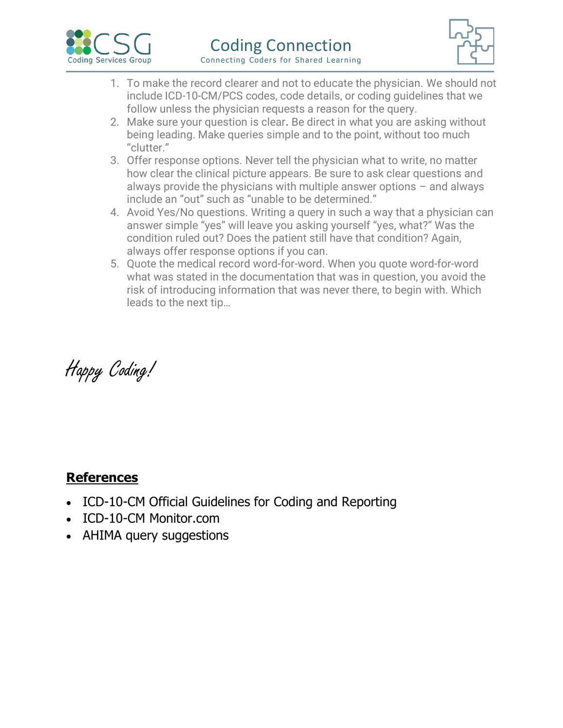1. To make the record clearer and not to educate the physician. We should not include ICD-10-CM/PCS codes, code details, or coding guidelines that we follow unless the physician requests a reason for the query.
2. Make sure your question is clear. Be direct in what you are asking without being leading. Make queries simple and to the point, without too much "clutter."
3. Offer response options. Never tell the physician what to write, no matter how clear the clinical picture appears. Be sure to ask clear questions and always provide the physicians with multiple answer options – and always include an "out" such as "unable to be determined."
4. Avoid Yes/No questions. Writing a query in such a way that a physician can answer simple "yes" will leave you asking yourself "yes, what?" Was the condition ruled out? Does the patient still have that condition? Again, always offer response options if you can.
5. Quote the medical record word-for-word. When you quote word-for-word what was stated in the documentation that was in question, you avoid the risk of introducing information that was never there, to begin with. Which leads to the next tip…

*Happy Coding!*

## References

- ICD-10-CM Official Guidelines for Coding and Reporting
- ICD-10-CM Monitor.com
- AHIMA query suggestions